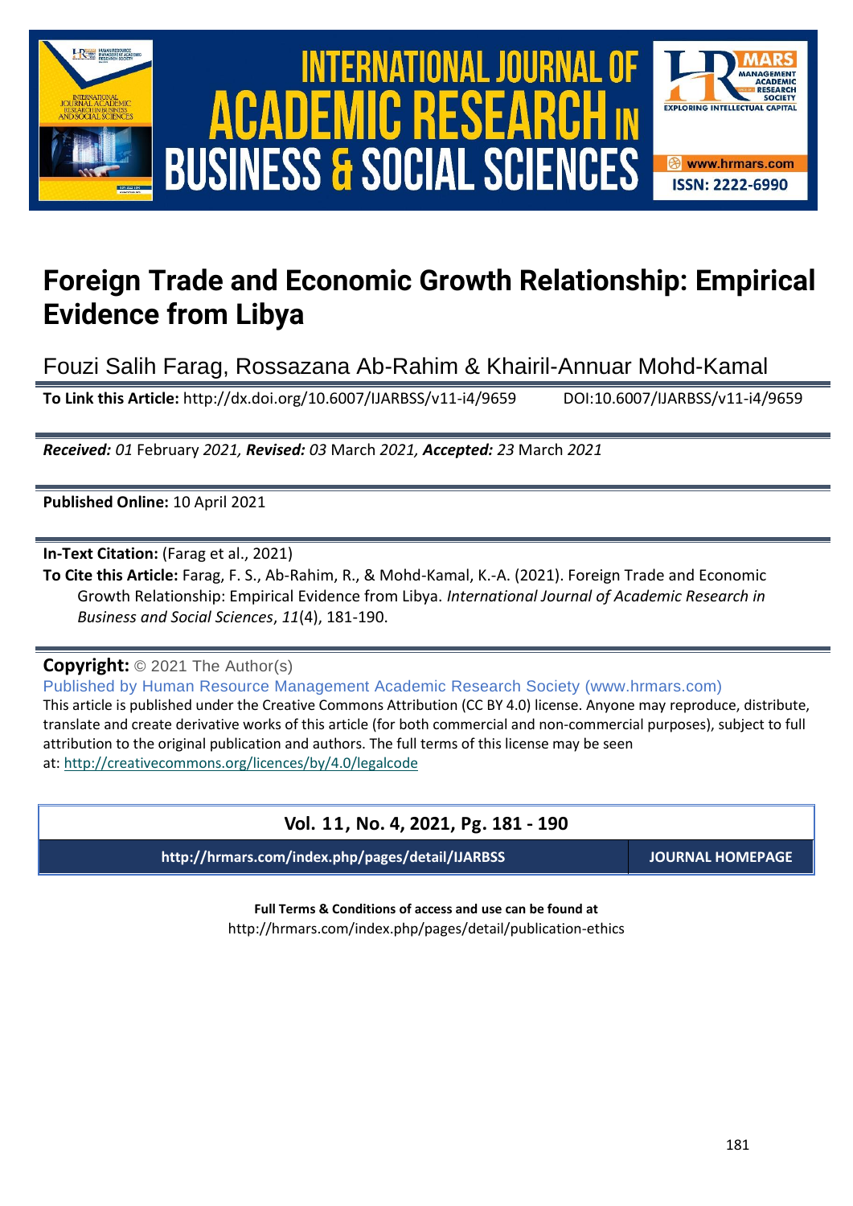# Foreign Trade and Economic Growth Relationship: Empirical Evidence from Libya

Fouzi Salih Farag, Rossazana Ab-Rahim & Khairil-Annuar Mohd-Kamal

**To Link this Article:** http://dx.doi.org/10.6007/IJARBSS/v11-i4/9659 DOI:10.6007/IJARBSS/v11-i4/9659

***Received:*** *01* February *2021,* ***Revised:*** *03* March *2021,* ***Accepted:*** *23* March *2021*

**Published Online:** 10 April 2021

**In-Text Citation:** (Farag et al., 2021)

**To Cite this Article:** Farag, F. S., Ab-Rahim, R., & Mohd-Kamal, K.-A. (2021). Foreign Trade and Economic Growth Relationship: Empirical Evidence from Libya. *International Journal of Academic Research in Business and Social Sciences*, *11*(4), 181-190.

**Copyright:** © 2021 The Author(s)

Published by Human Resource Management Academic Research Society (www.hrmars.com)

This article is published under the Creative Commons Attribution (CC BY 4.0) license. Anyone may reproduce, distribute, translate and create derivative works of this article (for both commercial and non-commercial purposes), subject to full attribution to the original publication and authors. The full terms of this license may be seen at: http://creativecommons.org/licences/by/4.0/legalcode

**Vol. 11, No. 4, 2021, Pg. 181 - 190**

**http://hrmars.com/index.php/pages/detail/IJARBSS** **JOURNAL HOMEPAGE**

**Full Terms & Conditions of access and use can be found at**

http://hrmars.com/index.php/pages/detail/publication-ethics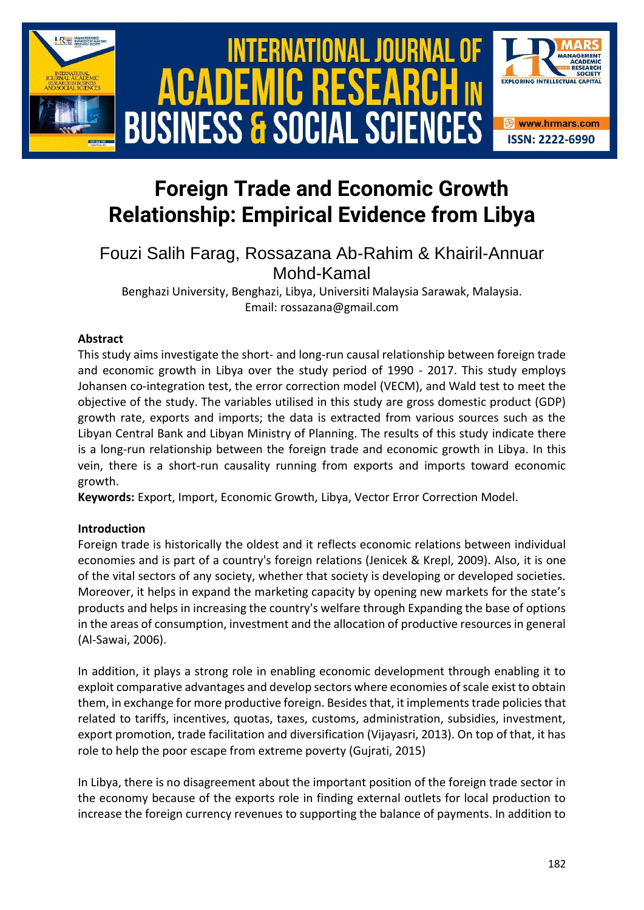# Foreign Trade and Economic Growth Relationship: Empirical Evidence from Libya

Fouzi Salih Farag, Rossazana Ab-Rahim & Khairil-Annuar Mohd-Kamal

Benghazi University, Benghazi, Libya, Universiti Malaysia Sarawak, Malaysia.
Email: rossazana@gmail.com

### Abstract

This study aims investigate the short- and long-run causal relationship between foreign trade and economic growth in Libya over the study period of 1990 - 2017. This study employs Johansen co-integration test, the error correction model (VECM), and Wald test to meet the objective of the study. The variables utilised in this study are gross domestic product (GDP) growth rate, exports and imports; the data is extracted from various sources such as the Libyan Central Bank and Libyan Ministry of Planning. The results of this study indicate there is a long-run relationship between the foreign trade and economic growth in Libya. In this vein, there is a short-run causality running from exports and imports toward economic growth.

**Keywords:** Export, Import, Economic Growth, Libya, Vector Error Correction Model.

### Introduction

Foreign trade is historically the oldest and it reflects economic relations between individual economies and is part of a country's foreign relations (Jenicek & Krepl, 2009). Also, it is one of the vital sectors of any society, whether that society is developing or developed societies. Moreover, it helps in expand the marketing capacity by opening new markets for the state's products and helps in increasing the country's welfare through Expanding the base of options in the areas of consumption, investment and the allocation of productive resources in general (Al-Sawai, 2006).

In addition, it plays a strong role in enabling economic development through enabling it to exploit comparative advantages and develop sectors where economies of scale exist to obtain them, in exchange for more productive foreign. Besides that, it implements trade policies that related to tariffs, incentives, quotas, taxes, customs, administration, subsidies, investment, export promotion, trade facilitation and diversification (Vijayasri, 2013). On top of that, it has role to help the poor escape from extreme poverty (Gujrati, 2015)

In Libya, there is no disagreement about the important position of the foreign trade sector in the economy because of the exports role in finding external outlets for local production to increase the foreign currency revenues to supporting the balance of payments. In addition to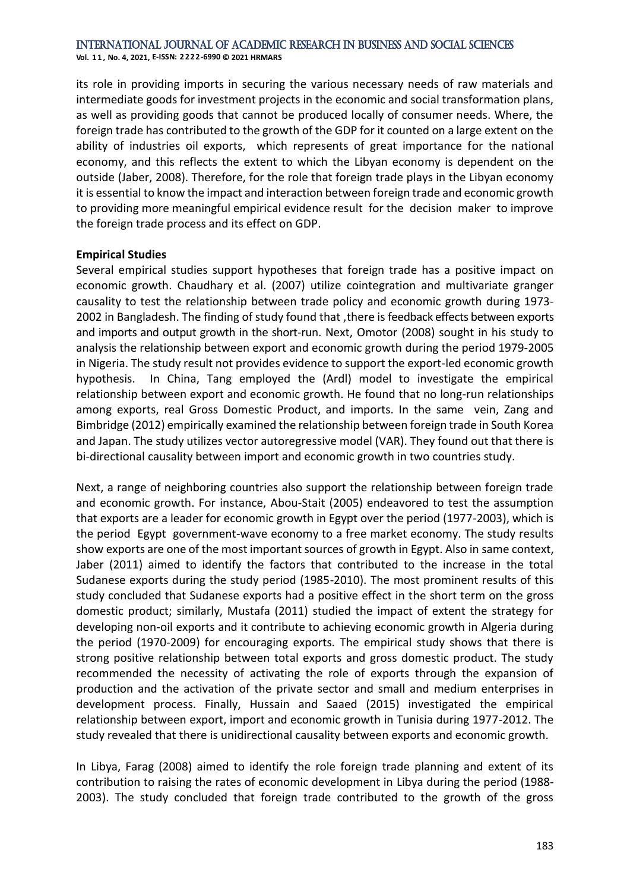its role in providing imports in securing the various necessary needs of raw materials and intermediate goods for investment projects in the economic and social transformation plans, as well as providing goods that cannot be produced locally of consumer needs. Where, the foreign trade has contributed to the growth of the GDP for it counted on a large extent on the ability of industries oil exports, which represents of great importance for the national economy, and this reflects the extent to which the Libyan economy is dependent on the outside (Jaber, 2008). Therefore, for the role that foreign trade plays in the Libyan economy it is essential to know the impact and interaction between foreign trade and economic growth to providing more meaningful empirical evidence result for the decision maker to improve the foreign trade process and its effect on GDP.

**Empirical Studies**

Several empirical studies support hypotheses that foreign trade has a positive impact on economic growth. Chaudhary et al. (2007) utilize cointegration and multivariate granger causality to test the relationship between trade policy and economic growth during 1973-2002 in Bangladesh. The finding of study found that ,there is feedback effects between exports and imports and output growth in the short-run. Next, Omotor (2008) sought in his study to analysis the relationship between export and economic growth during the period 1979-2005 in Nigeria. The study result not provides evidence to support the export-led economic growth hypothesis. In China, Tang employed the (Ardl) model to investigate the empirical relationship between export and economic growth. He found that no long-run relationships among exports, real Gross Domestic Product, and imports. In the same vein, Zang and Bimbridge (2012) empirically examined the relationship between foreign trade in South Korea and Japan. The study utilizes vector autoregressive model (VAR). They found out that there is bi-directional causality between import and economic growth in two countries study.

Next, a range of neighboring countries also support the relationship between foreign trade and economic growth. For instance, Abou-Stait (2005) endeavored to test the assumption that exports are a leader for economic growth in Egypt over the period (1977-2003), which is the period Egypt government-wave economy to a free market economy. The study results show exports are one of the most important sources of growth in Egypt. Also in same context, Jaber (2011) aimed to identify the factors that contributed to the increase in the total Sudanese exports during the study period (1985-2010). The most prominent results of this study concluded that Sudanese exports had a positive effect in the short term on the gross domestic product; similarly, Mustafa (2011) studied the impact of extent the strategy for developing non-oil exports and it contribute to achieving economic growth in Algeria during the period (1970-2009) for encouraging exports. The empirical study shows that there is strong positive relationship between total exports and gross domestic product. The study recommended the necessity of activating the role of exports through the expansion of production and the activation of the private sector and small and medium enterprises in development process. Finally, Hussain and Saaed (2015) investigated the empirical relationship between export, import and economic growth in Tunisia during 1977-2012. The study revealed that there is unidirectional causality between exports and economic growth.

In Libya, Farag (2008) aimed to identify the role foreign trade planning and extent of its contribution to raising the rates of economic development in Libya during the period (1988-2003). The study concluded that foreign trade contributed to the growth of the gross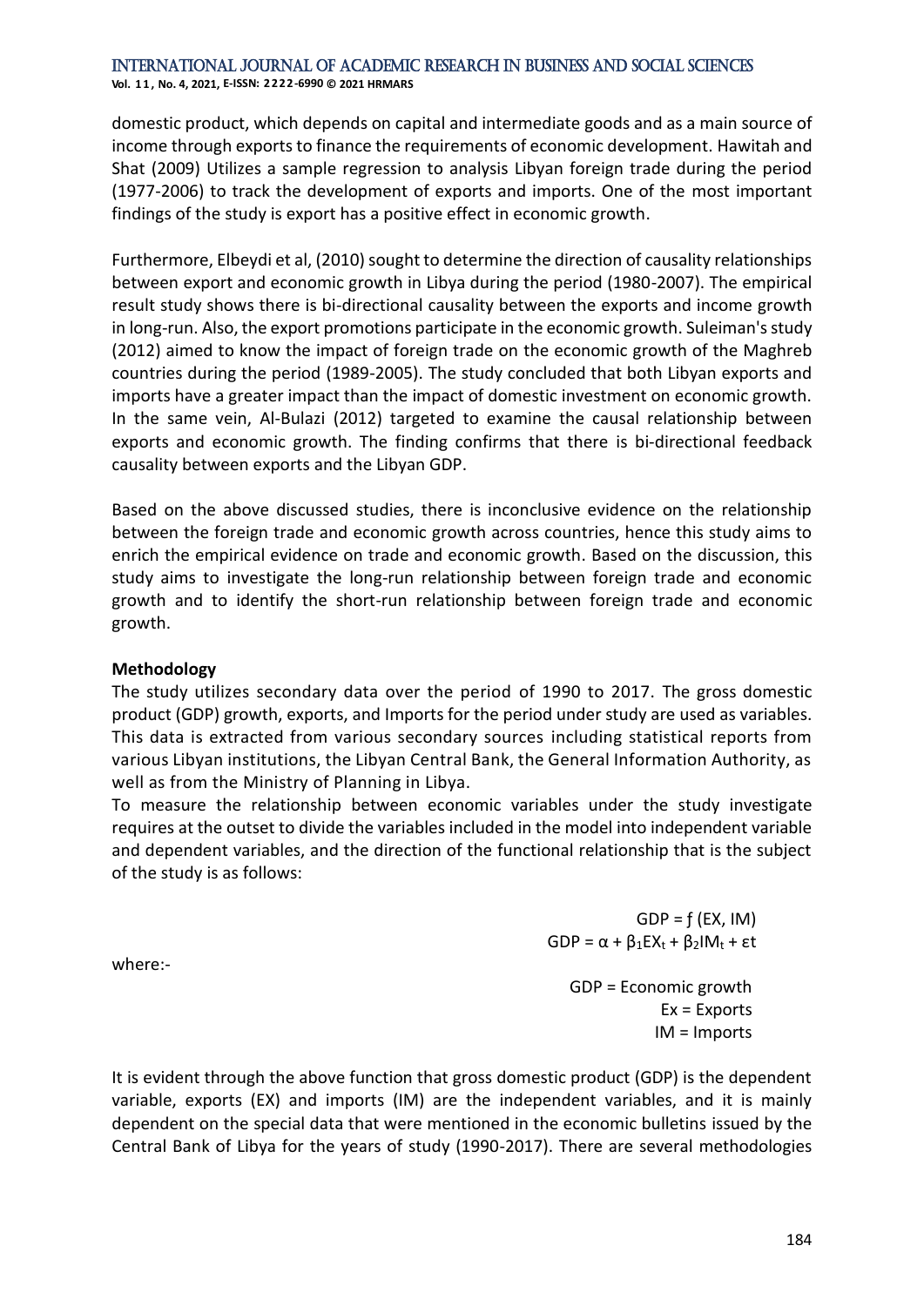domestic product, which depends on capital and intermediate goods and as a main source of income through exports to finance the requirements of economic development. Hawitah and Shat (2009) Utilizes a sample regression to analysis Libyan foreign trade during the period (1977-2006) to track the development of exports and imports. One of the most important findings of the study is export has a positive effect in economic growth.

Furthermore, Elbeydi et al, (2010) sought to determine the direction of causality relationships between export and economic growth in Libya during the period (1980-2007). The empirical result study shows there is bi-directional causality between the exports and income growth in long-run. Also, the export promotions participate in the economic growth. Suleiman's study (2012) aimed to know the impact of foreign trade on the economic growth of the Maghreb countries during the period (1989-2005). The study concluded that both Libyan exports and imports have a greater impact than the impact of domestic investment on economic growth. In the same vein, Al-Bulazi (2012) targeted to examine the causal relationship between exports and economic growth. The finding confirms that there is bi-directional feedback causality between exports and the Libyan GDP.

Based on the above discussed studies, there is inconclusive evidence on the relationship between the foreign trade and economic growth across countries, hence this study aims to enrich the empirical evidence on trade and economic growth. Based on the discussion, this study aims to investigate the long-run relationship between foreign trade and economic growth and to identify the short-run relationship between foreign trade and economic growth.

**Methodology**

The study utilizes secondary data over the period of 1990 to 2017. The gross domestic product (GDP) growth, exports, and Imports for the period under study are used as variables. This data is extracted from various secondary sources including statistical reports from various Libyan institutions, the Libyan Central Bank, the General Information Authority, as well as from the Ministry of Planning in Libya.

To measure the relationship between economic variables under the study investigate requires at the outset to divide the variables included in the model into independent variable and dependent variables, and the direction of the functional relationship that is the subject of the study is as follows:

$$GDP = f\,(EX, IM)$$

$$GDP = \alpha + \beta_1 EX_t + \beta_2 IM_t + \varepsilon t$$

where:-

GDP = Economic growth
Ex = Exports
IM = Imports

It is evident through the above function that gross domestic product (GDP) is the dependent variable, exports (EX) and imports (IM) are the independent variables, and it is mainly dependent on the special data that were mentioned in the economic bulletins issued by the Central Bank of Libya for the years of study (1990-2017). There are several methodologies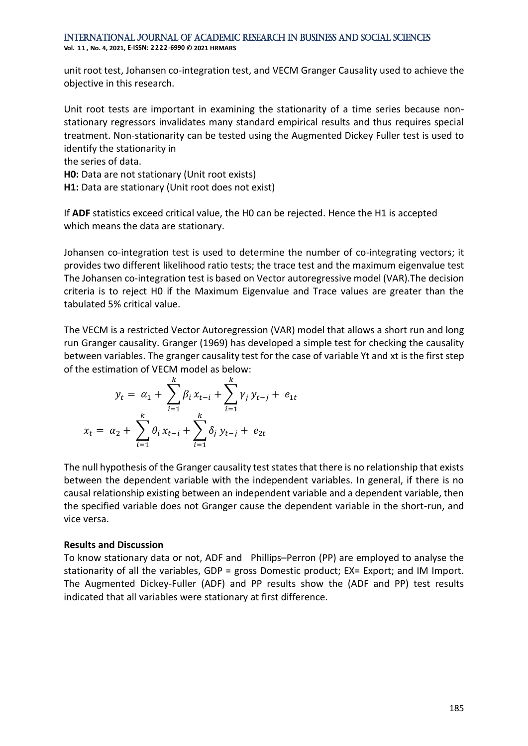unit root test, Johansen co-integration test, and VECM Granger Causality used to achieve the objective in this research.

Unit root tests are important in examining the stationarity of a time series because non-stationary regressors invalidates many standard empirical results and thus requires special treatment. Non-stationarity can be tested using the Augmented Dickey Fuller test is used to identify the stationarity in
the series of data.

**H0:** Data are not stationary (Unit root exists)
**H1:** Data are stationary (Unit root does not exist)

If **ADF** statistics exceed critical value, the H0 can be rejected. Hence the H1 is accepted which means the data are stationary.

Johansen co-integration test is used to determine the number of co-integrating vectors; it provides two different likelihood ratio tests; the trace test and the maximum eigenvalue test The Johansen co-integration test is based on Vector autoregressive model (VAR).The decision criteria is to reject H0 if the Maximum Eigenvalue and Trace values are greater than the tabulated 5% critical value.

The VECM is a restricted Vector Autoregression (VAR) model that allows a short run and long run Granger causality. Granger (1969) has developed a simple test for checking the causality between variables. The granger causality test for the case of variable Yt and xt is the first step of the estimation of VECM model as below:

$$y_t = \alpha_1 + \sum_{i=1}^{k} \beta_i x_{t-i} + \sum_{i=1}^{k} \gamma_j y_{t-j} + e_{1t}$$

$$x_t = \alpha_2 + \sum_{i=1}^{k} \theta_i x_{t-i} + \sum_{i=1}^{k} \delta_j y_{t-j} + e_{2t}$$

The null hypothesis of the Granger causality test states that there is no relationship that exists between the dependent variable with the independent variables. In general, if there is no causal relationship existing between an independent variable and a dependent variable, then the specified variable does not Granger cause the dependent variable in the short-run, and vice versa.

**Results and Discussion**

To know stationary data or not, ADF and Phillips–Perron (PP) are employed to analyse the stationarity of all the variables, GDP = gross Domestic product; EX= Export; and IM Import. The Augmented Dickey-Fuller (ADF) and PP results show the (ADF and PP) test results indicated that all variables were stationary at first difference.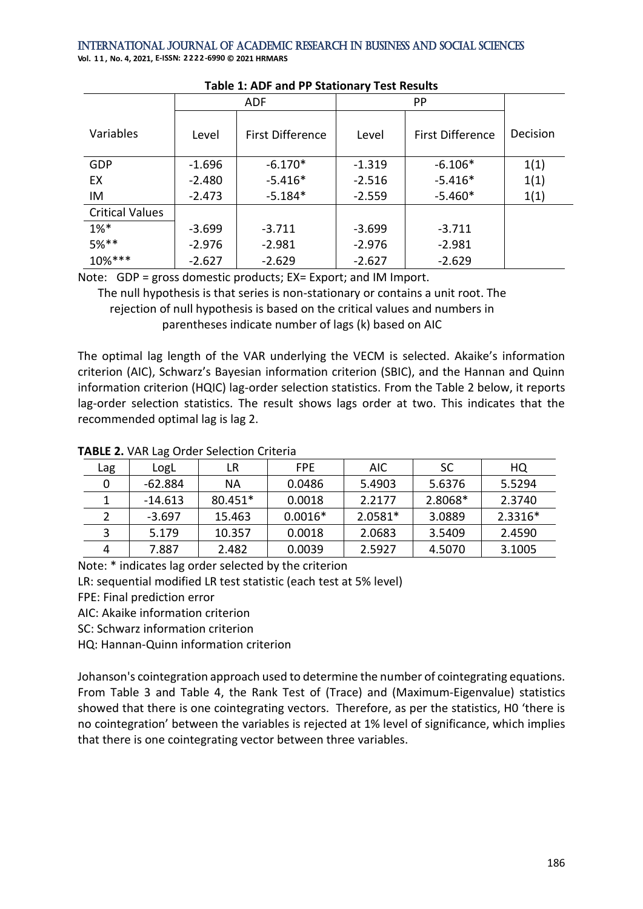**Table 1: ADF and PP Stationary Test Results**

| Variables | ADF | | PP | | Decision |
|---|---|---|---|---|---|
| | Level | First Difference | Level | First Difference | |
| GDP | -1.696 | -6.170* | -1.319 | -6.106* | 1(1) |
| EX | -2.480 | -5.416* | -2.516 | -5.416* | 1(1) |
| IM | -2.473 | -5.184* | -2.559 | -5.460* | 1(1) |
| Critical Values | | | | | |
| 1%* | -3.699 | -3.711 | -3.699 | -3.711 | |
| 5%** | -2.976 | -2.981 | -2.976 | -2.981 | |
| 10%*** | -2.627 | -2.629 | -2.627 | -2.629 | |

Note: GDP = gross domestic products; EX= Export; and IM Import.
The null hypothesis is that series is non-stationary or contains a unit root. The rejection of null hypothesis is based on the critical values and numbers in parentheses indicate number of lags (k) based on AIC

The optimal lag length of the VAR underlying the VECM is selected. Akaike's information criterion (AIC), Schwarz's Bayesian information criterion (SBIC), and the Hannan and Quinn information criterion (HQIC) lag-order selection statistics. From the Table 2 below, it reports lag-order selection statistics. The result shows lags order at two. This indicates that the recommended optimal lag is lag 2.

**TABLE 2.** VAR Lag Order Selection Criteria

| Lag | LogL | LR | FPE | AIC | SC | HQ |
|---|---|---|---|---|---|---|
| 0 | -62.884 | NA | 0.0486 | 5.4903 | 5.6376 | 5.5294 |
| 1 | -14.613 | 80.451* | 0.0018 | 2.2177 | 2.8068* | 2.3740 |
| 2 | -3.697 | 15.463 | 0.0016* | 2.0581* | 3.0889 | 2.3316* |
| 3 | 5.179 | 10.357 | 0.0018 | 2.0683 | 3.5409 | 2.4590 |
| 4 | 7.887 | 2.482 | 0.0039 | 2.5927 | 4.5070 | 3.1005 |

Note: * indicates lag order selected by the criterion
LR: sequential modified LR test statistic (each test at 5% level)
FPE: Final prediction error
AIC: Akaike information criterion
SC: Schwarz information criterion
HQ: Hannan-Quinn information criterion

Johanson's cointegration approach used to determine the number of cointegrating equations. From Table 3 and Table 4, the Rank Test of (Trace) and (Maximum-Eigenvalue) statistics showed that there is one cointegrating vectors. Therefore, as per the statistics, H0 'there is no cointegration' between the variables is rejected at 1% level of significance, which implies that there is one cointegrating vector between three variables.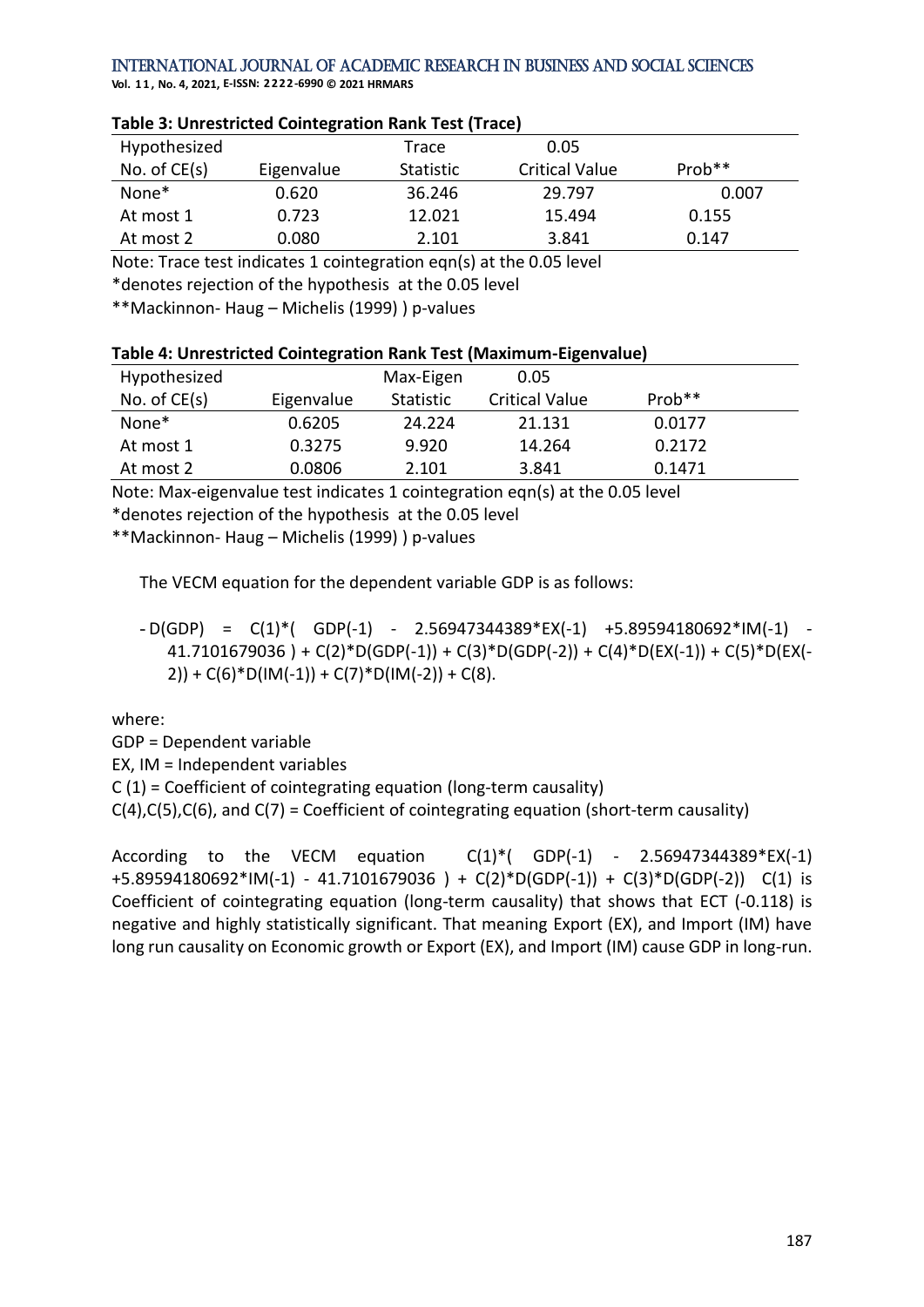**Table 3: Unrestricted Cointegration Rank Test (Trace)**

| Hypothesized No. of CE(s) | Eigenvalue | Trace Statistic | 0.05 Critical Value | Prob** |
|---|---|---|---|---|
| None* | 0.620 | 36.246 | 29.797 | 0.007 |
| At most 1 | 0.723 | 12.021 | 15.494 | 0.155 |
| At most 2 | 0.080 | 2.101 | 3.841 | 0.147 |

Note: Trace test indicates 1 cointegration eqn(s) at the 0.05 level

*denotes rejection of the hypothesis at the 0.05 level

**Mackinnon- Haug – Michelis (1999) ) p-values

**Table 4: Unrestricted Cointegration Rank Test (Maximum-Eigenvalue)**

| Hypothesized No. of CE(s) | Eigenvalue | Max-Eigen Statistic | 0.05 Critical Value | Prob** |
|---|---|---|---|---|
| None* | 0.6205 | 24.224 | 21.131 | 0.0177 |
| At most 1 | 0.3275 | 9.920 | 14.264 | 0.2172 |
| At most 2 | 0.0806 | 2.101 | 3.841 | 0.1471 |

Note: Max-eigenvalue test indicates 1 cointegration eqn(s) at the 0.05 level

*denotes rejection of the hypothesis at the 0.05 level

**Mackinnon- Haug – Michelis (1999) ) p-values

The VECM equation for the dependent variable GDP is as follows:

- D(GDP) = C(1)*( GDP(-1) - 2.56947344389*EX(-1) +5.89594180692*IM(-1) - 41.7101679036 ) + C(2)*D(GDP(-1)) + C(3)*D(GDP(-2)) + C(4)*D(EX(-1)) + C(5)*D(EX(-2)) + C(6)*D(IM(-1)) + C(7)*D(IM(-2)) + C(8).

where:

GDP = Dependent variable

EX, IM = Independent variables

C (1) = Coefficient of cointegrating equation (long-term causality)

C(4),C(5),C(6), and C(7) = Coefficient of cointegrating equation (short-term causality)

According to the VECM equation C(1)*( GDP(-1) - 2.56947344389*EX(-1) +5.89594180692*IM(-1) - 41.7101679036 ) + C(2)*D(GDP(-1)) + C(3)*D(GDP(-2)) C(1) is Coefficient of cointegrating equation (long-term causality) that shows that ECT (-0.118) is negative and highly statistically significant. That meaning Export (EX), and Import (IM) have long run causality on Economic growth or Export (EX), and Import (IM) cause GDP in long-run.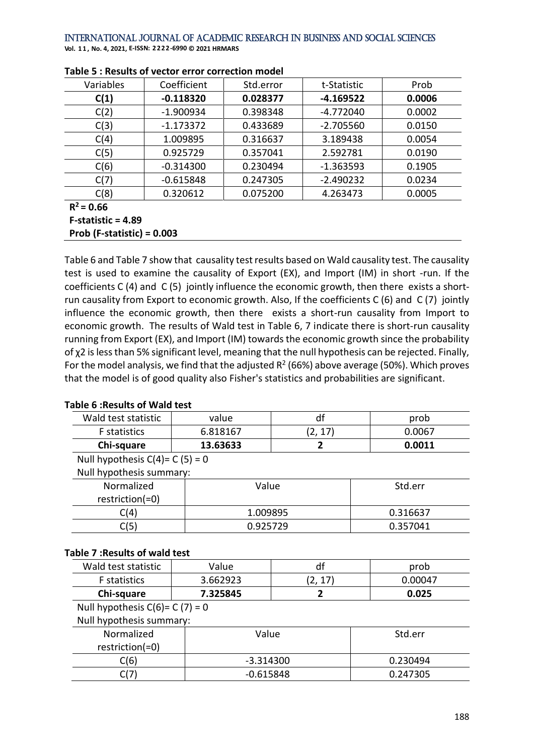**Table 5 : Results of vector error correction model**

| Variables | Coefficient | Std.error | t-Statistic | Prob |
|---|---|---|---|---|
| **C(1)** | **-0.118320** | **0.028377** | **-4.169522** | **0.0006** |
| C(2) | -1.900934 | 0.398348 | -4.772040 | 0.0002 |
| C(3) | -1.173372 | 0.433689 | -2.705560 | 0.0150 |
| C(4) | 1.009895 | 0.316637 | 3.189438 | 0.0054 |
| C(5) | 0.925729 | 0.357041 | 2.592781 | 0.0190 |
| C(6) | -0.314300 | 0.230494 | -1.363593 | 0.1905 |
| C(7) | -0.615848 | 0.247305 | -2.490232 | 0.0234 |
| C(8) | 0.320612 | 0.075200 | 4.263473 | 0.0005 |

**$R^2$ = 0.66**
**F-statistic = 4.89**
**Prob (F-statistic) = 0.003**

Table 6 and Table 7 show that causality test results based on Wald causality test. The causality test is used to examine the causality of Export (EX), and Import (IM) in short -run. If the coefficients C (4) and C (5) jointly influence the economic growth, then there exists a short-run causality from Export to economic growth. Also, If the coefficients C (6) and C (7) jointly influence the economic growth, then there exists a short-run causality from Import to economic growth. The results of Wald test in Table 6, 7 indicate there is short-run causality running from Export (EX), and Import (IM) towards the economic growth since the probability of $\chi 2$ is less than 5% significant level, meaning that the null hypothesis can be rejected. Finally, For the model analysis, we find that the adjusted $R^2$ (66%) above average (50%). Which proves that the model is of good quality also Fisher's statistics and probabilities are significant.

**Table 6 :Results of Wald test**

| Wald test statistic | value | df | prob |
|---|---|---|---|
| F statistics | 6.818167 | (2, 17) | 0.0067 |
| **Chi-square** | **13.63633** | **2** | **0.0011** |

Null hypothesis C(4)= C (5) = 0
Null hypothesis summary:

| Normalized restriction(=0) | Value | Std.err |
|---|---|---|
| C(4) | 1.009895 | 0.316637 |
| C(5) | 0.925729 | 0.357041 |

**Table 7 :Results of wald test**

| Wald test statistic | Value | df | prob |
|---|---|---|---|
| F statistics | 3.662923 | (2, 17) | 0.00047 |
| **Chi-square** | **7.325845** | **2** | **0.025** |

Null hypothesis C(6)= C (7) = 0
Null hypothesis summary:

| Normalized restriction(=0) | Value | Std.err |
|---|---|---|
| C(6) | -3.314300 | 0.230494 |
| C(7) | -0.615848 | 0.247305 |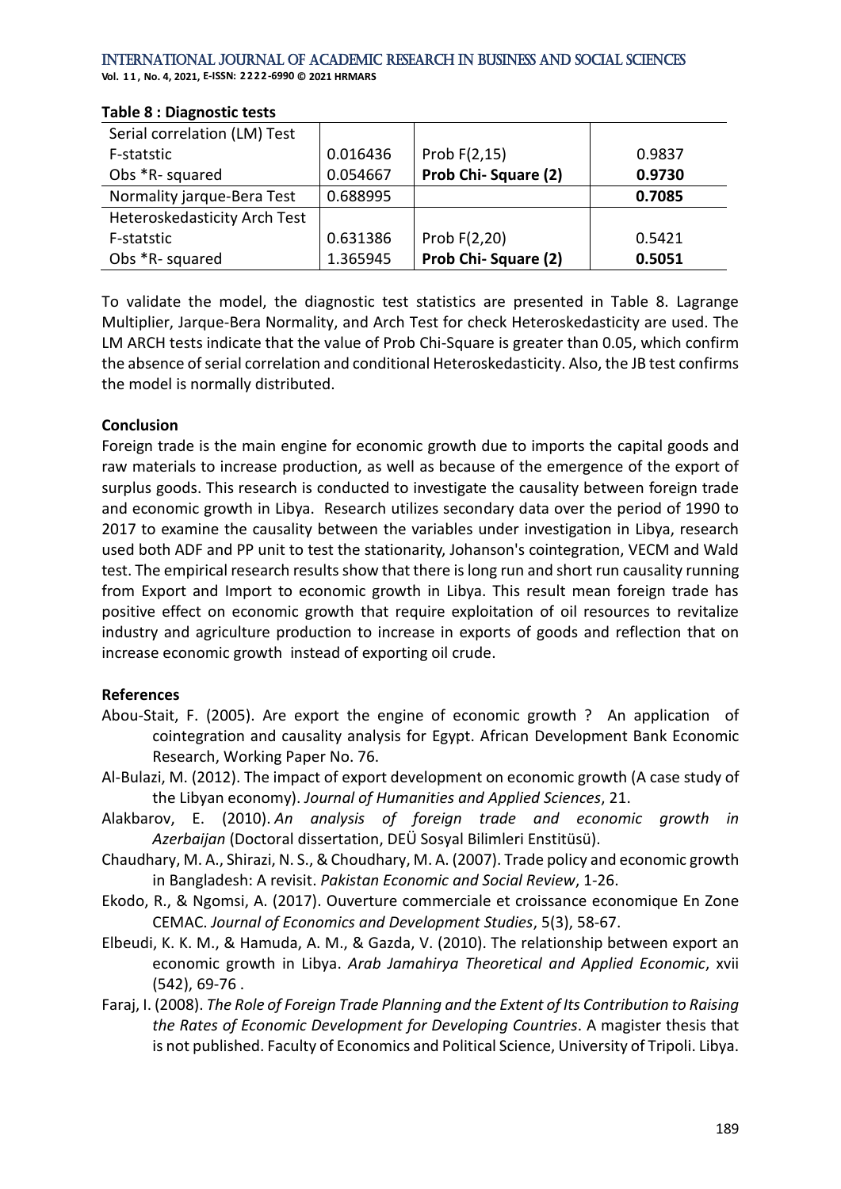**Table 8 : Diagnostic tests**

| Serial correlation (LM) Test | | | |
|---|---|---|---|
| F-statstic | 0.016436 | Prob F(2,15) | 0.9837 |
| Obs *R- squared | 0.054667 | **Prob Chi- Square (2)** | **0.9730** |
| Normality jarque-Bera Test | 0.688995 | | **0.7085** |
| Heteroskedasticity Arch Test | | | |
| F-statstic | 0.631386 | Prob F(2,20) | 0.5421 |
| Obs *R- squared | 1.365945 | **Prob Chi- Square (2)** | **0.5051** |

To validate the model, the diagnostic test statistics are presented in Table 8. Lagrange Multiplier, Jarque-Bera Normality, and Arch Test for check Heteroskedasticity are used. The LM ARCH tests indicate that the value of Prob Chi-Square is greater than 0.05, which confirm the absence of serial correlation and conditional Heteroskedasticity. Also, the JB test confirms the model is normally distributed.

**Conclusion**

Foreign trade is the main engine for economic growth due to imports the capital goods and raw materials to increase production, as well as because of the emergence of the export of surplus goods. This research is conducted to investigate the causality between foreign trade and economic growth in Libya. Research utilizes secondary data over the period of 1990 to 2017 to examine the causality between the variables under investigation in Libya, research used both ADF and PP unit to test the stationarity, Johanson's cointegration, VECM and Wald test. The empirical research results show that there is long run and short run causality running from Export and Import to economic growth in Libya. This result mean foreign trade has positive effect on economic growth that require exploitation of oil resources to revitalize industry and agriculture production to increase in exports of goods and reflection that on increase economic growth instead of exporting oil crude.

**References**

Abou-Stait, F. (2005). Are export the engine of economic growth ? An application of cointegration and causality analysis for Egypt. African Development Bank Economic Research, Working Paper No. 76.

Al-Bulazi, M. (2012). The impact of export development on economic growth (A case study of the Libyan economy). *Journal of Humanities and Applied Sciences*, 21.

Alakbarov, E. (2010). *An analysis of foreign trade and economic growth in Azerbaijan* (Doctoral dissertation, DEÜ Sosyal Bilimleri Enstitüsü).

Chaudhary, M. A., Shirazi, N. S., & Choudhary, M. A. (2007). Trade policy and economic growth in Bangladesh: A revisit. *Pakistan Economic and Social Review*, 1-26.

Ekodo, R., & Ngomsi, A. (2017). Ouverture commerciale et croissance economique En Zone CEMAC. *Journal of Economics and Development Studies*, 5(3), 58-67.

Elbeudi, K. K. M., & Hamuda, A. M., & Gazda, V. (2010). The relationship between export an economic growth in Libya. *Arab Jamahirya Theoretical and Applied Economic*, xvii (542), 69-76 .

Faraj, I. (2008). *The Role of Foreign Trade Planning and the Extent of Its Contribution to Raising the Rates of Economic Development for Developing Countries*. A magister thesis that is not published. Faculty of Economics and Political Science, University of Tripoli. Libya.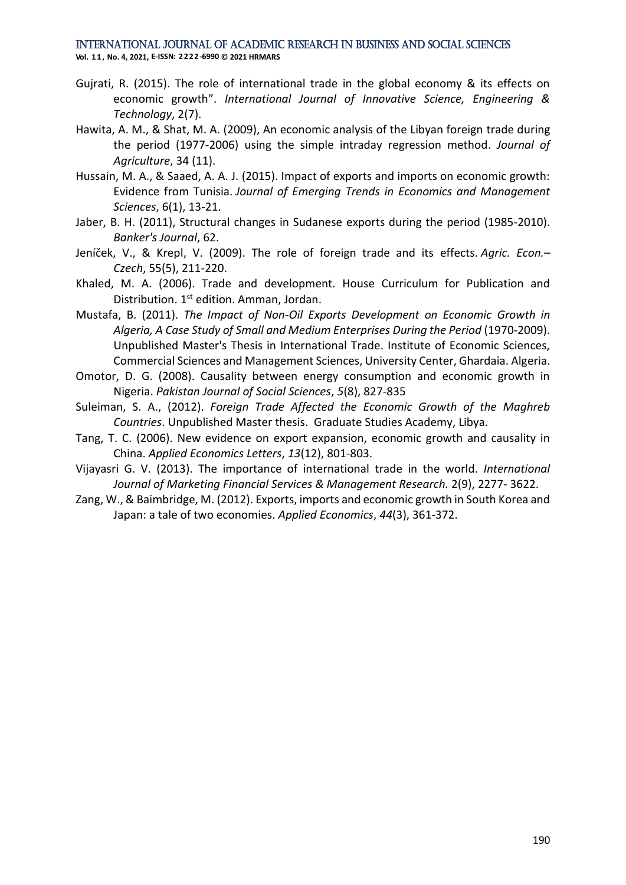Gujrati, R. (2015). The role of international trade in the global economy & its effects on economic growth". *International Journal of Innovative Science, Engineering & Technology*, 2(7).

Hawita, A. M., & Shat, M. A. (2009), An economic analysis of the Libyan foreign trade during the period (1977-2006) using the simple intraday regression method. *Journal of Agriculture*, 34 (11).

Hussain, M. A., & Saaed, A. A. J. (2015). Impact of exports and imports on economic growth: Evidence from Tunisia. *Journal of Emerging Trends in Economics and Management Sciences*, 6(1), 13-21.

Jaber, B. H. (2011), Structural changes in Sudanese exports during the period (1985-2010). *Banker's Journal*, 62.

Jeníček, V., & Krepl, V. (2009). The role of foreign trade and its effects. *Agric. Econ.–Czech*, 55(5), 211-220.

Khaled, M. A. (2006). Trade and development. House Curriculum for Publication and Distribution. 1st edition. Amman, Jordan.

Mustafa, B. (2011). *The Impact of Non-Oil Exports Development on Economic Growth in Algeria, A Case Study of Small and Medium Enterprises During the Period* (1970-2009). Unpublished Master's Thesis in International Trade. Institute of Economic Sciences, Commercial Sciences and Management Sciences, University Center, Ghardaia. Algeria.

Omotor, D. G. (2008). Causality between energy consumption and economic growth in Nigeria. *Pakistan Journal of Social Sciences*, *5*(8), 827-835

Suleiman, S. A., (2012). *Foreign Trade Affected the Economic Growth of the Maghreb Countries*. Unpublished Master thesis. Graduate Studies Academy, Libya.

Tang, T. C. (2006). New evidence on export expansion, economic growth and causality in China. *Applied Economics Letters*, *13*(12), 801-803.

Vijayasri G. V. (2013). The importance of international trade in the world. *International Journal of Marketing Financial Services & Management Research.* 2(9), 2277- 3622.

Zang, W., & Baimbridge, M. (2012). Exports, imports and economic growth in South Korea and Japan: a tale of two economies. *Applied Economics*, *44*(3), 361-372.